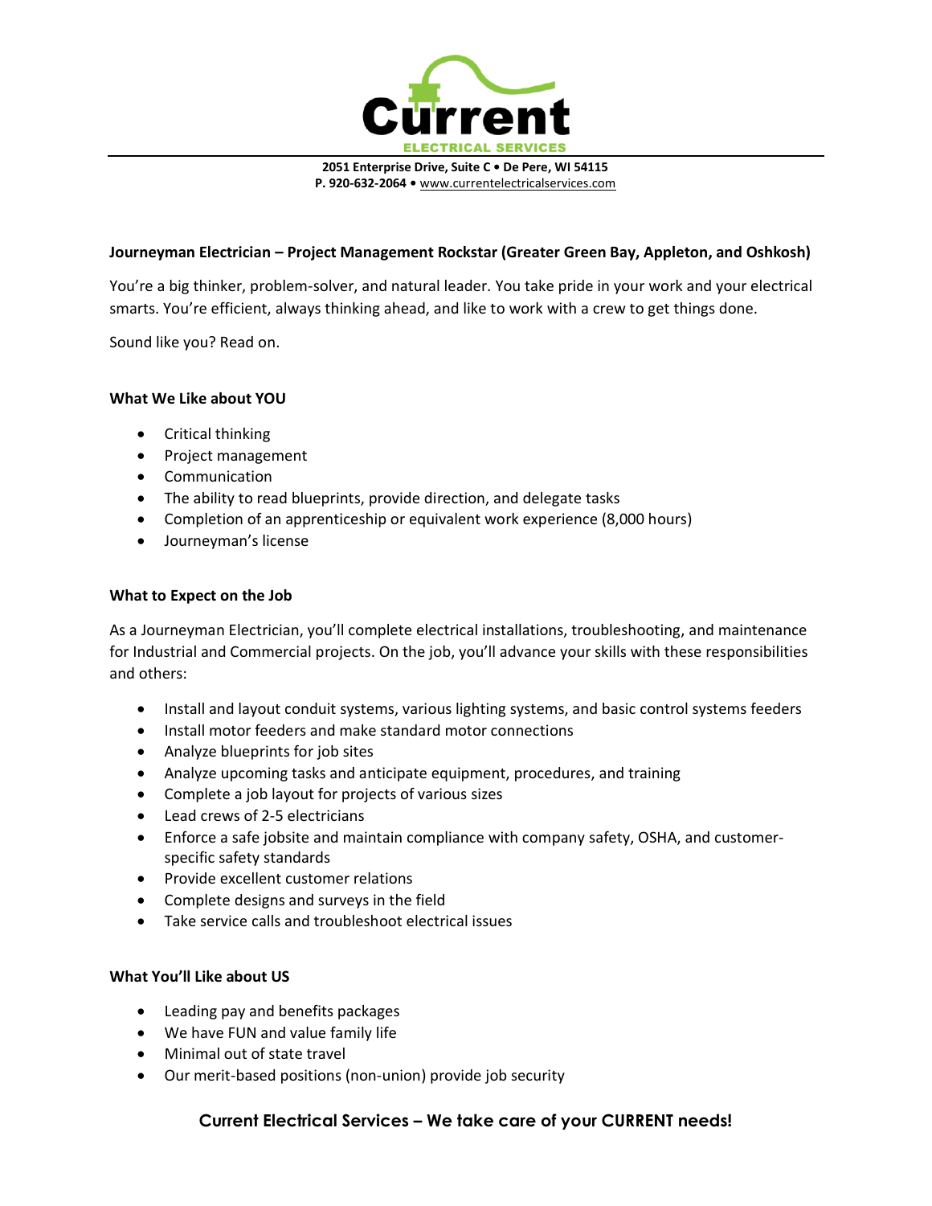**Current**

**ELECTRICAL SERVICES**

**2051 Enterprise Drive, Suite C • De Pere, WI 54115**
**P. 920-632-2064 •** www.currentelectricalservices.com

**Journeyman Electrician – Project Management Rockstar (Greater Green Bay, Appleton, and Oshkosh)**

You're a big thinker, problem-solver, and natural leader. You take pride in your work and your electrical smarts. You're efficient, always thinking ahead, and like to work with a crew to get things done.

Sound like you? Read on.

**What We Like about YOU**

- Critical thinking
- Project management
- Communication
- The ability to read blueprints, provide direction, and delegate tasks
- Completion of an apprenticeship or equivalent work experience (8,000 hours)
- Journeyman's license

**What to Expect on the Job**

As a Journeyman Electrician, you'll complete electrical installations, troubleshooting, and maintenance for Industrial and Commercial projects. On the job, you'll advance your skills with these responsibilities and others:

- Install and layout conduit systems, various lighting systems, and basic control systems feeders
- Install motor feeders and make standard motor connections
- Analyze blueprints for job sites
- Analyze upcoming tasks and anticipate equipment, procedures, and training
- Complete a job layout for projects of various sizes
- Lead crews of 2-5 electricians
- Enforce a safe jobsite and maintain compliance with company safety, OSHA, and customer-specific safety standards
- Provide excellent customer relations
- Complete designs and surveys in the field
- Take service calls and troubleshoot electrical issues

**What You'll Like about US**

- Leading pay and benefits packages
- We have FUN and value family life
- Minimal out of state travel
- Our merit-based positions (non-union) provide job security

**Current Electrical Services – We take care of your CURRENT needs!**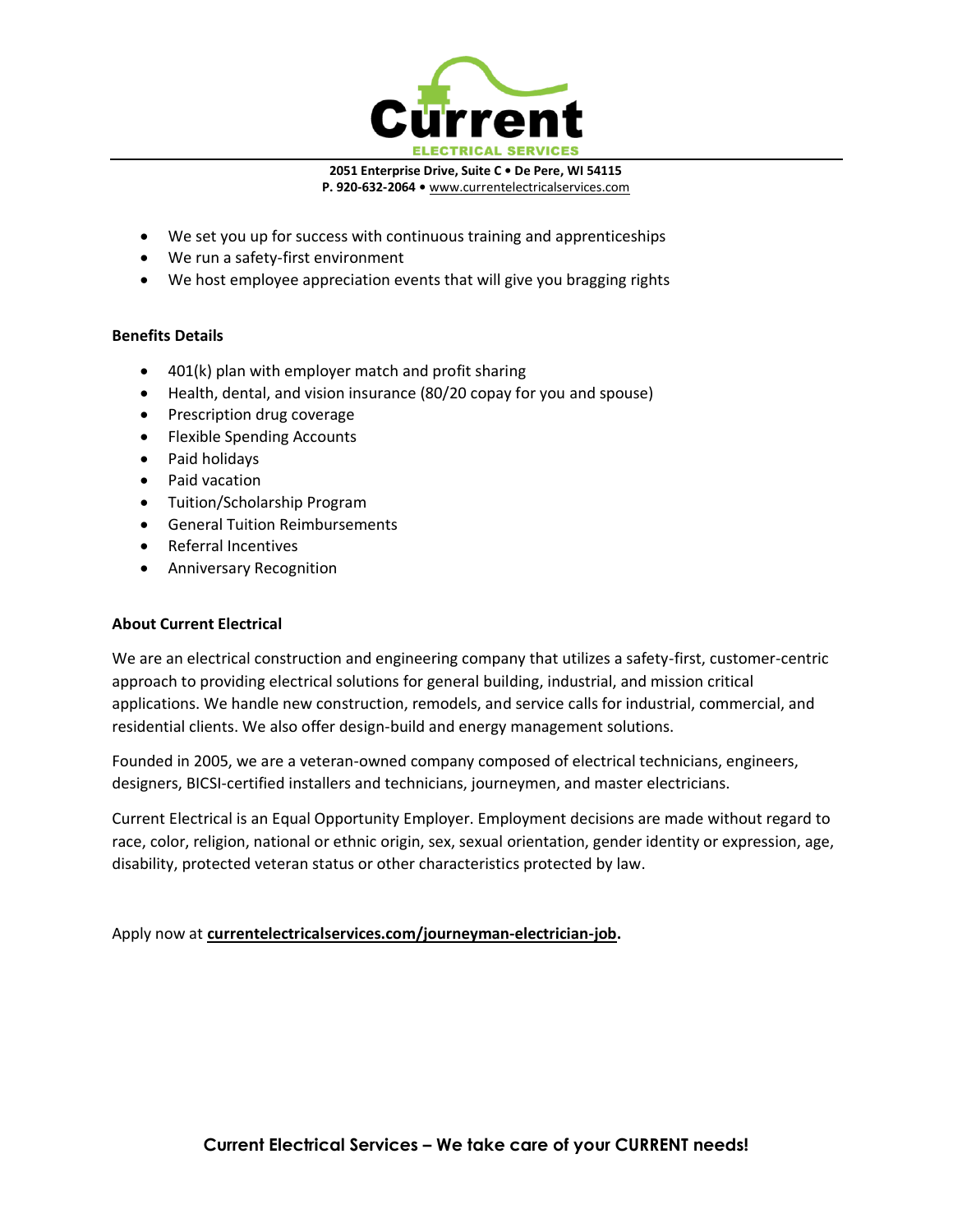**Current**

ELECTRICAL SERVICES

**2051 Enterprise Drive, Suite C • De Pere, WI 54115**
**P. 920-632-2064 •** www.currentelectricalservices.com

- We set you up for success with continuous training and apprenticeships
- We run a safety-first environment
- We host employee appreciation events that will give you bragging rights

**Benefits Details**

- 401(k) plan with employer match and profit sharing
- Health, dental, and vision insurance (80/20 copay for you and spouse)
- Prescription drug coverage
- Flexible Spending Accounts
- Paid holidays
- Paid vacation
- Tuition/Scholarship Program
- General Tuition Reimbursements
- Referral Incentives
- Anniversary Recognition

**About Current Electrical**

We are an electrical construction and engineering company that utilizes a safety-first, customer-centric approach to providing electrical solutions for general building, industrial, and mission critical applications. We handle new construction, remodels, and service calls for industrial, commercial, and residential clients. We also offer design-build and energy management solutions.

Founded in 2005, we are a veteran-owned company composed of electrical technicians, engineers, designers, BICSI-certified installers and technicians, journeymen, and master electricians.

Current Electrical is an Equal Opportunity Employer. Employment decisions are made without regard to race, color, religion, national or ethnic origin, sex, sexual orientation, gender identity or expression, age, disability, protected veteran status or other characteristics protected by law.

Apply now at **currentelectricalservices.com/journeyman-electrician-job.**

**Current Electrical Services – We take care of your CURRENT needs!**